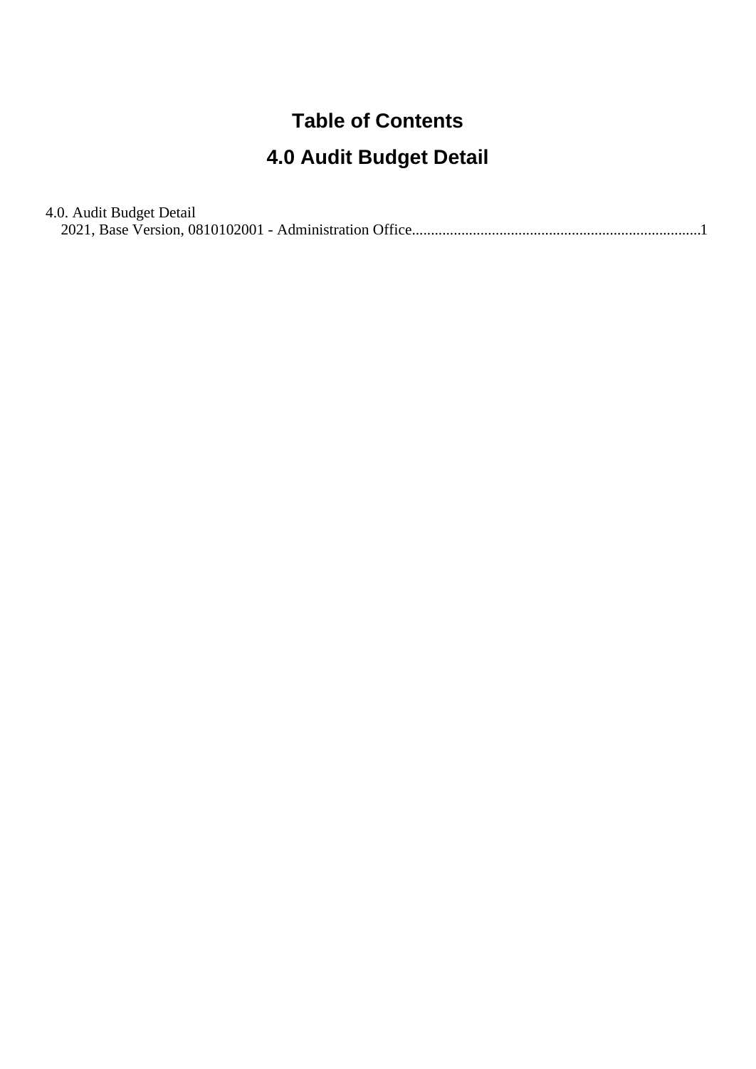# Table of Contents

## 4.0 Audit Budget Detail

4.0. Audit Budget Detail
  2021, Base Version, 0810102001 - Administration Office............................................................................1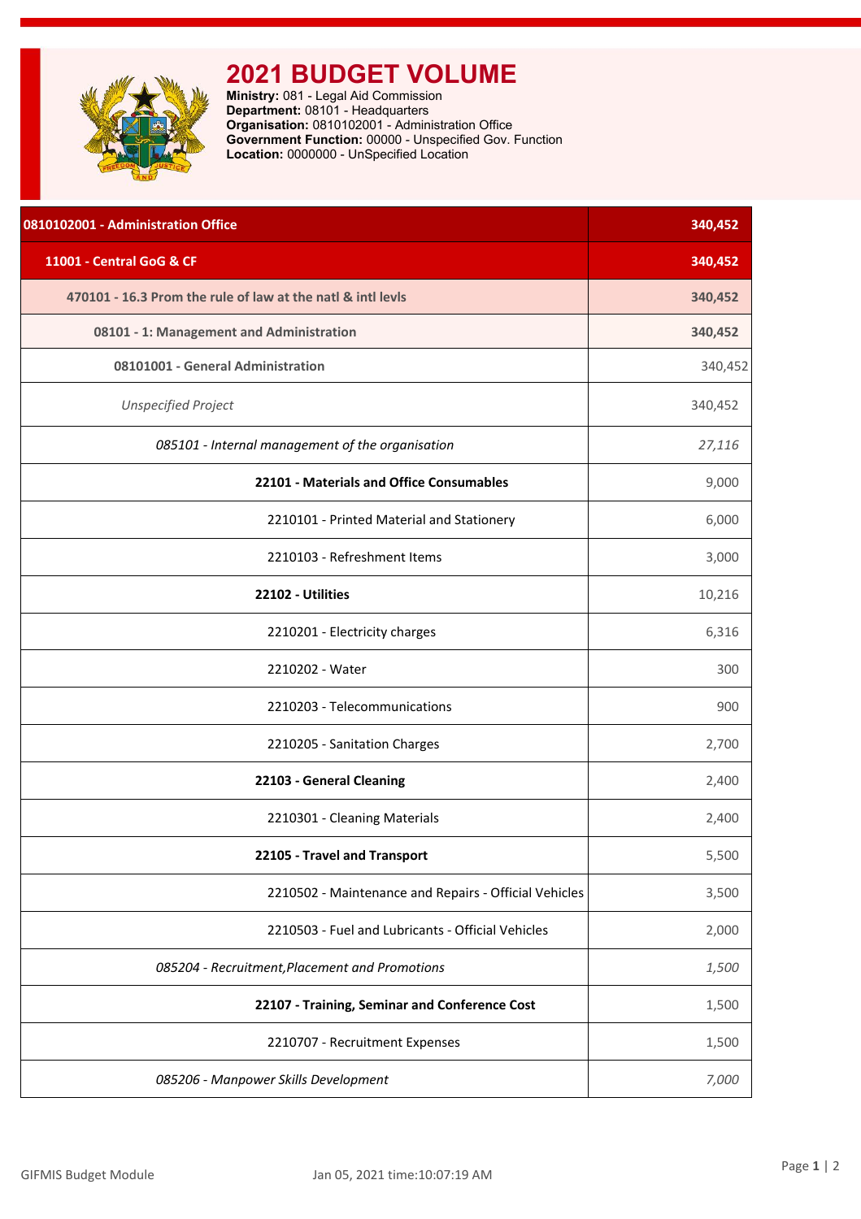# 2021 BUDGET VOLUME

**Ministry:** 081 - Legal Aid Commission
**Department:** 08101 - Headquarters
**Organisation:** 0810102001 - Administration Office
**Government Function:** 00000 - Unspecified Gov. Function
**Location:** 0000000 - UnSpecified Location

| 0810102001 - Administration Office | 340,452 |
|---|---|
| 11001 - Central GoG & CF | 340,452 |
| 470101 - 16.3 Prom the rule of law at the natl & intl levls | 340,452 |
| 08101 - 1: Management and Administration | 340,452 |
| 08101001 - General Administration | 340,452 |
| *Unspecified Project* | 340,452 |
| *085101 - Internal management of the organisation* | *27,116* |
| **22101 - Materials and Office Consumables** | 9,000 |
| 2210101 - Printed Material and Stationery | 6,000 |
| 2210103 - Refreshment Items | 3,000 |
| **22102 - Utilities** | 10,216 |
| 2210201 - Electricity charges | 6,316 |
| 2210202 - Water | 300 |
| 2210203 - Telecommunications | 900 |
| 2210205 - Sanitation Charges | 2,700 |
| **22103 - General Cleaning** | 2,400 |
| 2210301 - Cleaning Materials | 2,400 |
| **22105 - Travel and Transport** | 5,500 |
| 2210502 - Maintenance and Repairs - Official Vehicles | 3,500 |
| 2210503 - Fuel and Lubricants - Official Vehicles | 2,000 |
| *085204 - Recruitment,Placement and Promotions* | *1,500* |
| **22107 - Training, Seminar and Conference Cost** | 1,500 |
| 2210707 - Recruitment Expenses | 1,500 |
| *085206 - Manpower Skills Development* | *7,000* |

GIFMIS Budget Module Jan 05, 2021 time:10:07:19 AM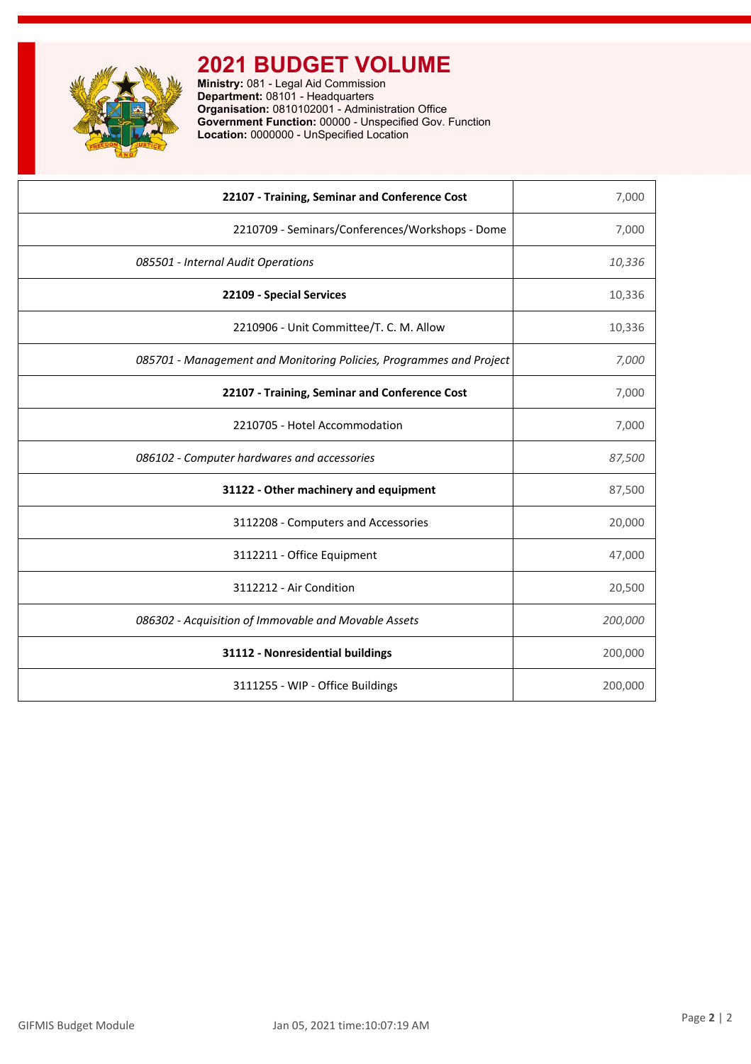# 2021 BUDGET VOLUME

**Ministry:** 081 - Legal Aid Commission
**Department:** 08101 - Headquarters
**Organisation:** 0810102001 - Administration Office
**Government Function:** 00000 - Unspecified Gov. Function
**Location:** 0000000 - UnSpecified Location

| | |
|---|---|
| **22107 - Training, Seminar and Conference Cost** | 7,000 |
| 2210709 - Seminars/Conferences/Workshops - Dome | 7,000 |
| *085501 - Internal Audit Operations* | *10,336* |
| **22109 - Special Services** | 10,336 |
| 2210906 - Unit Committee/T. C. M. Allow | 10,336 |
| *085701 - Management and Monitoring Policies, Programmes and Project* | *7,000* |
| **22107 - Training, Seminar and Conference Cost** | 7,000 |
| 2210705 - Hotel Accommodation | 7,000 |
| *086102 - Computer hardwares and accessories* | *87,500* |
| **31122 - Other machinery and equipment** | 87,500 |
| 3112208 - Computers and Accessories | 20,000 |
| 3112211 - Office Equipment | 47,000 |
| 3112212 - Air Condition | 20,500 |
| *086302 - Acquisition of Immovable and Movable Assets* | *200,000* |
| **31112 - Nonresidential buildings** | 200,000 |
| 3111255 - WIP - Office Buildings | 200,000 |

GIFMIS Budget Module — Jan 05, 2021 time:10:07:19 AM